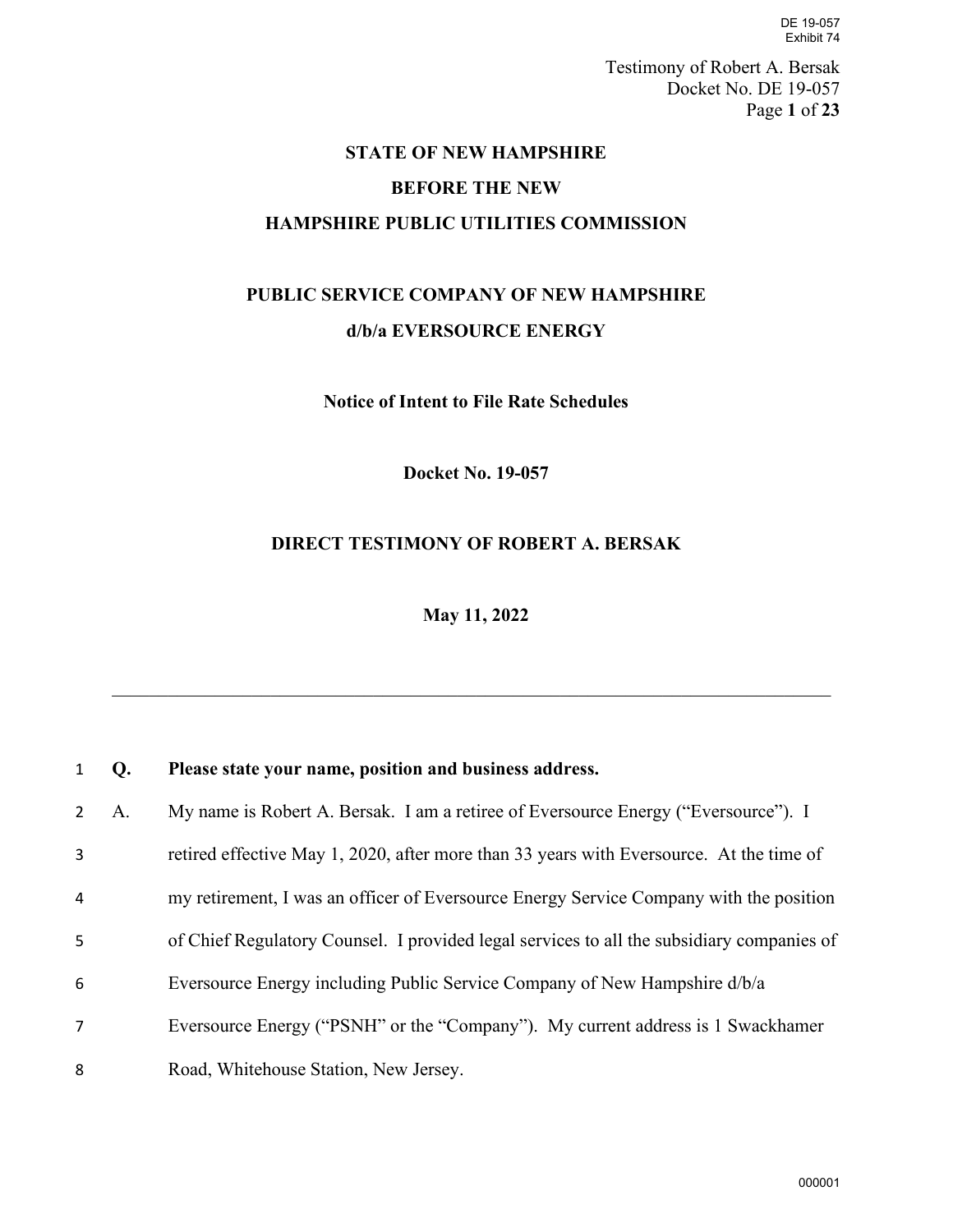**STATE OF NEW HAMPSHIRE**

**BEFORE THE NEW**

**HAMPSHIRE PUBLIC UTILITIES COMMISSION**

**PUBLIC SERVICE COMPANY OF NEW HAMPSHIRE**

**d/b/a EVERSOURCE ENERGY**

**Notice of Intent to File Rate Schedules**

**Docket No. 19-057**

**DIRECT TESTIMONY OF ROBERT A. BERSAK**

**May 11, 2022**

---

**Q. Please state your name, position and business address.**

A. My name is Robert A. Bersak. I am a retiree of Eversource Energy ("Eversource"). I retired effective May 1, 2020, after more than 33 years with Eversource. At the time of my retirement, I was an officer of Eversource Energy Service Company with the position of Chief Regulatory Counsel. I provided legal services to all the subsidiary companies of Eversource Energy including Public Service Company of New Hampshire d/b/a Eversource Energy ("PSNH" or the "Company"). My current address is 1 Swackhamer Road, Whitehouse Station, New Jersey.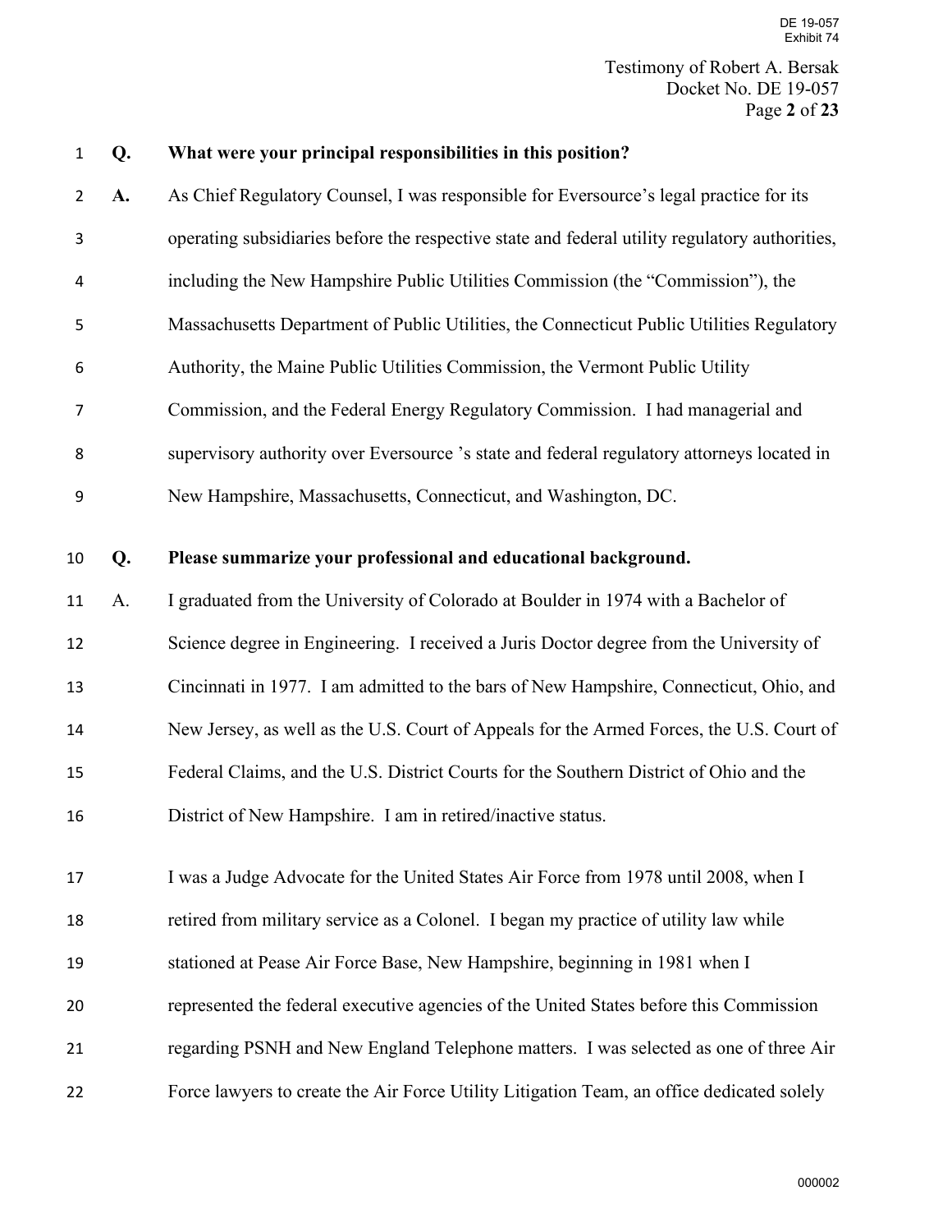**Q. What were your principal responsibilities in this position?**

**A.** As Chief Regulatory Counsel, I was responsible for Eversource's legal practice for its operating subsidiaries before the respective state and federal utility regulatory authorities, including the New Hampshire Public Utilities Commission (the "Commission"), the Massachusetts Department of Public Utilities, the Connecticut Public Utilities Regulatory Authority, the Maine Public Utilities Commission, the Vermont Public Utility Commission, and the Federal Energy Regulatory Commission. I had managerial and supervisory authority over Eversource 's state and federal regulatory attorneys located in New Hampshire, Massachusetts, Connecticut, and Washington, DC.

**Q. Please summarize your professional and educational background.**

A. I graduated from the University of Colorado at Boulder in 1974 with a Bachelor of Science degree in Engineering. I received a Juris Doctor degree from the University of Cincinnati in 1977. I am admitted to the bars of New Hampshire, Connecticut, Ohio, and New Jersey, as well as the U.S. Court of Appeals for the Armed Forces, the U.S. Court of Federal Claims, and the U.S. District Courts for the Southern District of Ohio and the District of New Hampshire. I am in retired/inactive status.

I was a Judge Advocate for the United States Air Force from 1978 until 2008, when I retired from military service as a Colonel. I began my practice of utility law while stationed at Pease Air Force Base, New Hampshire, beginning in 1981 when I represented the federal executive agencies of the United States before this Commission regarding PSNH and New England Telephone matters. I was selected as one of three Air Force lawyers to create the Air Force Utility Litigation Team, an office dedicated solely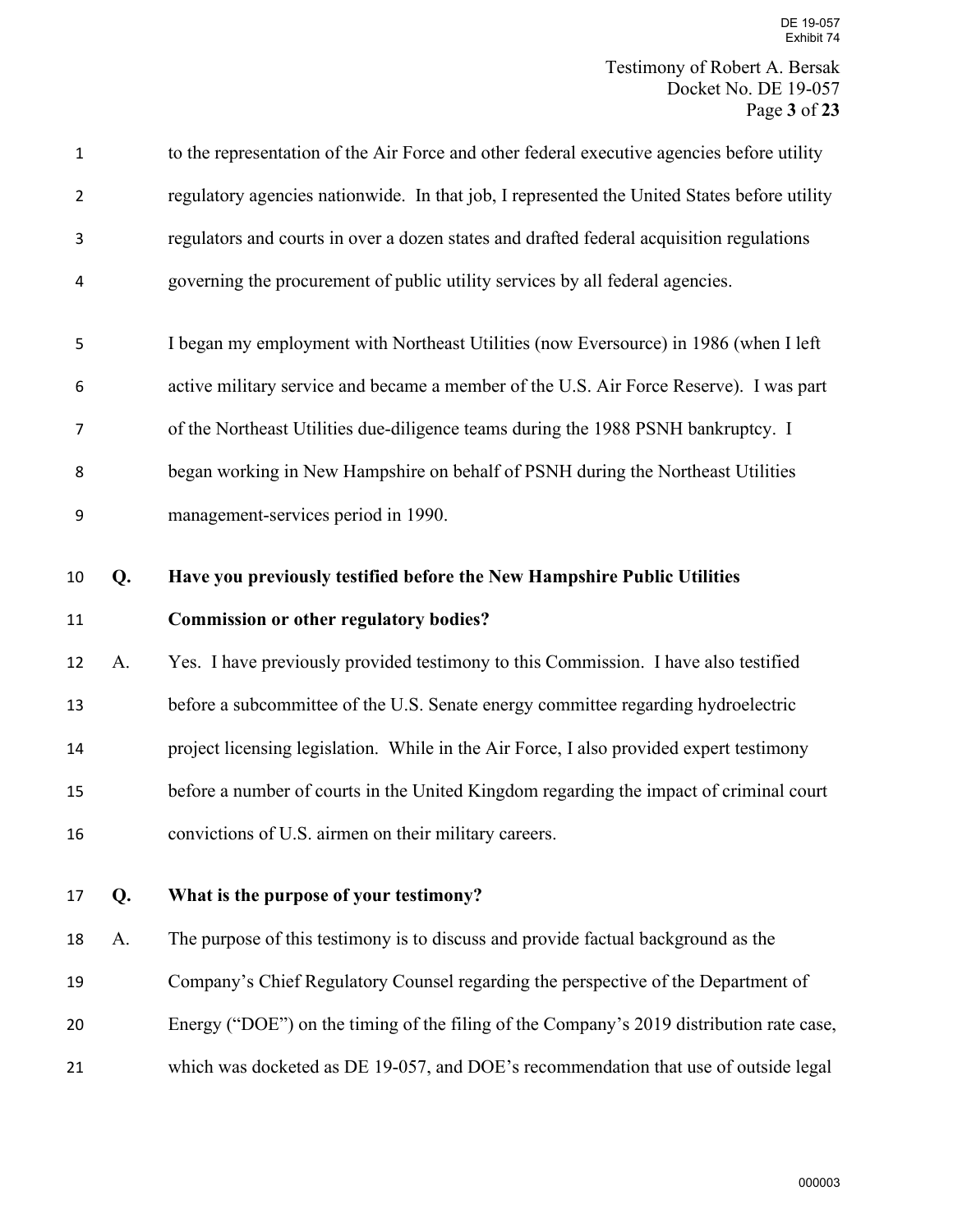to the representation of the Air Force and other federal executive agencies before utility regulatory agencies nationwide. In that job, I represented the United States before utility regulators and courts in over a dozen states and drafted federal acquisition regulations governing the procurement of public utility services by all federal agencies.

I began my employment with Northeast Utilities (now Eversource) in 1986 (when I left active military service and became a member of the U.S. Air Force Reserve). I was part of the Northeast Utilities due-diligence teams during the 1988 PSNH bankruptcy. I began working in New Hampshire on behalf of PSNH during the Northeast Utilities management-services period in 1990.

**Q. Have you previously testified before the New Hampshire Public Utilities Commission or other regulatory bodies?**

A. Yes. I have previously provided testimony to this Commission. I have also testified before a subcommittee of the U.S. Senate energy committee regarding hydroelectric project licensing legislation. While in the Air Force, I also provided expert testimony before a number of courts in the United Kingdom regarding the impact of criminal court convictions of U.S. airmen on their military careers.

**Q. What is the purpose of your testimony?**

A. The purpose of this testimony is to discuss and provide factual background as the Company's Chief Regulatory Counsel regarding the perspective of the Department of Energy ("DOE") on the timing of the filing of the Company's 2019 distribution rate case, which was docketed as DE 19-057, and DOE's recommendation that use of outside legal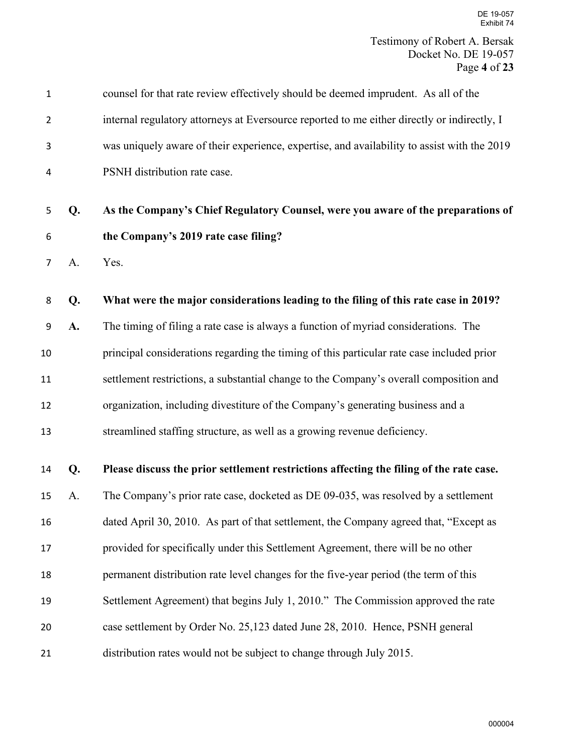counsel for that rate review effectively should be deemed imprudent. As all of the internal regulatory attorneys at Eversource reported to me either directly or indirectly, I was uniquely aware of their experience, expertise, and availability to assist with the 2019 PSNH distribution rate case.

**Q. As the Company's Chief Regulatory Counsel, were you aware of the preparations of the Company's 2019 rate case filing?**

A. Yes.

**Q. What were the major considerations leading to the filing of this rate case in 2019?**

**A.** The timing of filing a rate case is always a function of myriad considerations. The principal considerations regarding the timing of this particular rate case included prior settlement restrictions, a substantial change to the Company's overall composition and organization, including divestiture of the Company's generating business and a streamlined staffing structure, as well as a growing revenue deficiency.

**Q. Please discuss the prior settlement restrictions affecting the filing of the rate case.**

A. The Company's prior rate case, docketed as DE 09-035, was resolved by a settlement dated April 30, 2010. As part of that settlement, the Company agreed that, "Except as provided for specifically under this Settlement Agreement, there will be no other permanent distribution rate level changes for the five-year period (the term of this Settlement Agreement) that begins July 1, 2010." The Commission approved the rate case settlement by Order No. 25,123 dated June 28, 2010. Hence, PSNH general distribution rates would not be subject to change through July 2015.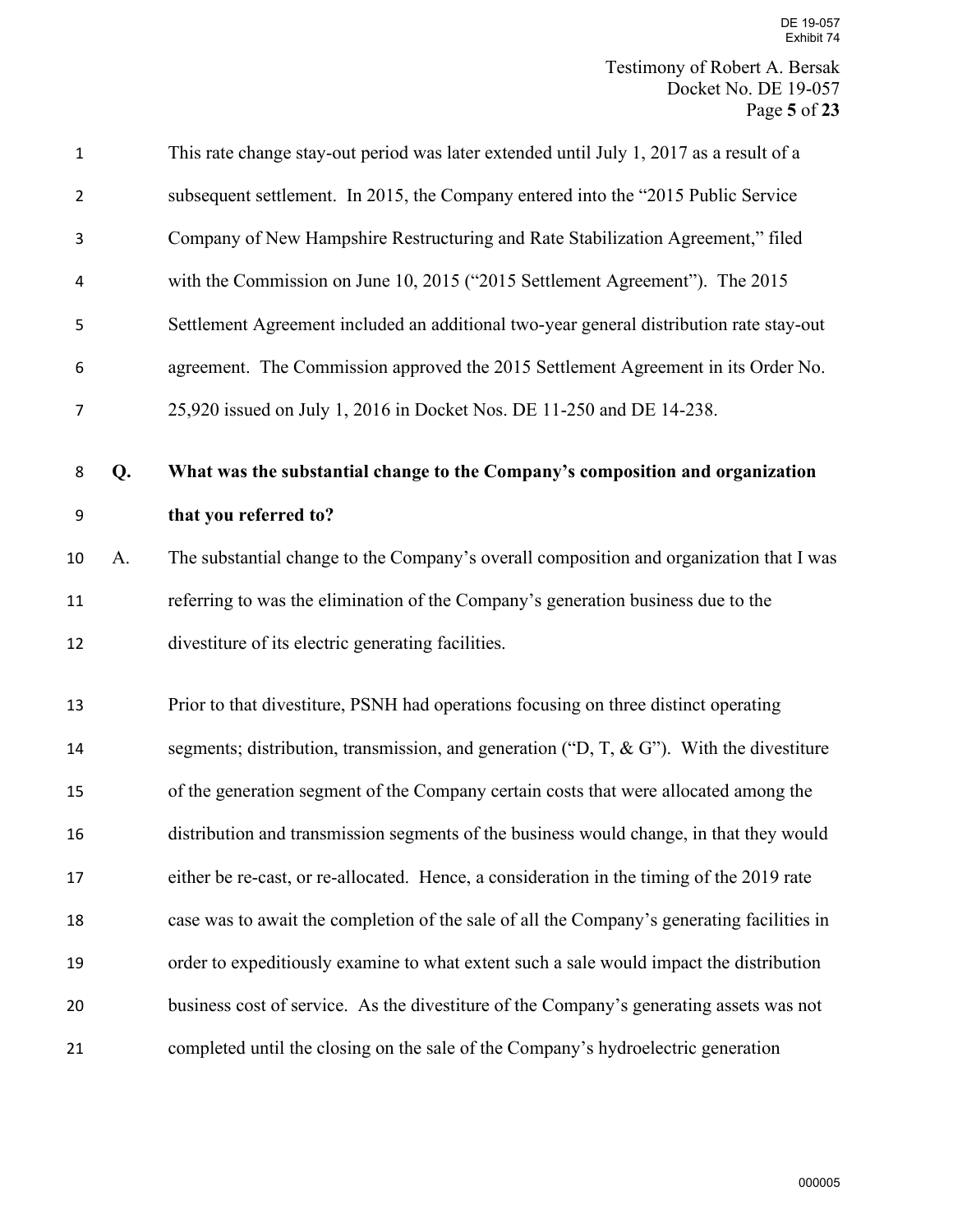This rate change stay-out period was later extended until July 1, 2017 as a result of a subsequent settlement. In 2015, the Company entered into the "2015 Public Service Company of New Hampshire Restructuring and Rate Stabilization Agreement," filed with the Commission on June 10, 2015 ("2015 Settlement Agreement"). The 2015 Settlement Agreement included an additional two-year general distribution rate stay-out agreement. The Commission approved the 2015 Settlement Agreement in its Order No. 25,920 issued on July 1, 2016 in Docket Nos. DE 11-250 and DE 14-238.

**Q. What was the substantial change to the Company's composition and organization that you referred to?**

A. The substantial change to the Company's overall composition and organization that I was referring to was the elimination of the Company's generation business due to the divestiture of its electric generating facilities.

Prior to that divestiture, PSNH had operations focusing on three distinct operating segments; distribution, transmission, and generation ("D, T, & G"). With the divestiture of the generation segment of the Company certain costs that were allocated among the distribution and transmission segments of the business would change, in that they would either be re-cast, or re-allocated. Hence, a consideration in the timing of the 2019 rate case was to await the completion of the sale of all the Company's generating facilities in order to expeditiously examine to what extent such a sale would impact the distribution business cost of service. As the divestiture of the Company's generating assets was not completed until the closing on the sale of the Company's hydroelectric generation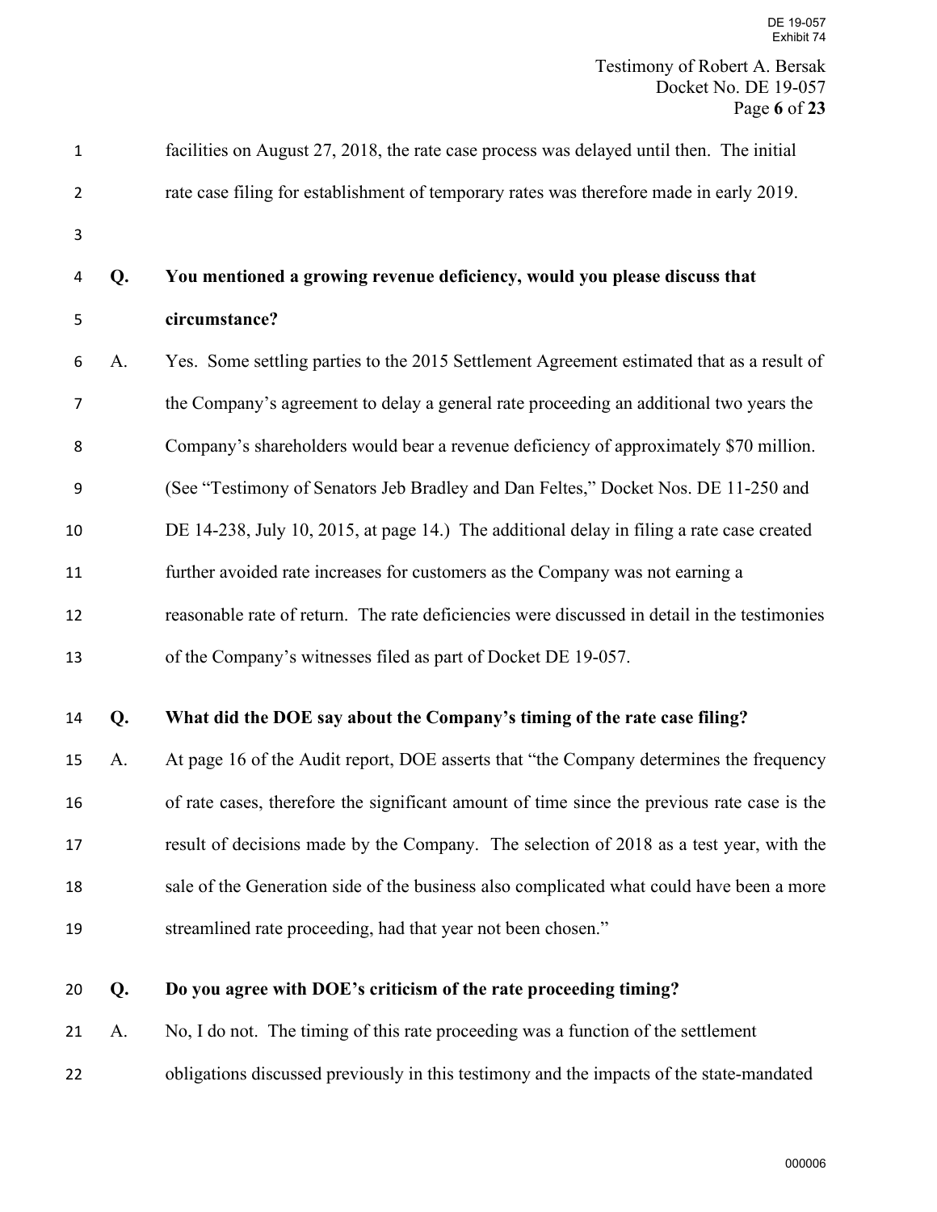facilities on August 27, 2018, the rate case process was delayed until then. The initial rate case filing for establishment of temporary rates was therefore made in early 2019.

**Q. You mentioned a growing revenue deficiency, would you please discuss that circumstance?**

A. Yes. Some settling parties to the 2015 Settlement Agreement estimated that as a result of the Company's agreement to delay a general rate proceeding an additional two years the Company's shareholders would bear a revenue deficiency of approximately $70 million. (See "Testimony of Senators Jeb Bradley and Dan Feltes," Docket Nos. DE 11-250 and DE 14-238, July 10, 2015, at page 14.) The additional delay in filing a rate case created further avoided rate increases for customers as the Company was not earning a reasonable rate of return. The rate deficiencies were discussed in detail in the testimonies of the Company's witnesses filed as part of Docket DE 19-057.

**Q. What did the DOE say about the Company's timing of the rate case filing?**

A. At page 16 of the Audit report, DOE asserts that "the Company determines the frequency of rate cases, therefore the significant amount of time since the previous rate case is the result of decisions made by the Company. The selection of 2018 as a test year, with the sale of the Generation side of the business also complicated what could have been a more streamlined rate proceeding, had that year not been chosen."

**Q. Do you agree with DOE's criticism of the rate proceeding timing?**

A. No, I do not. The timing of this rate proceeding was a function of the settlement obligations discussed previously in this testimony and the impacts of the state-mandated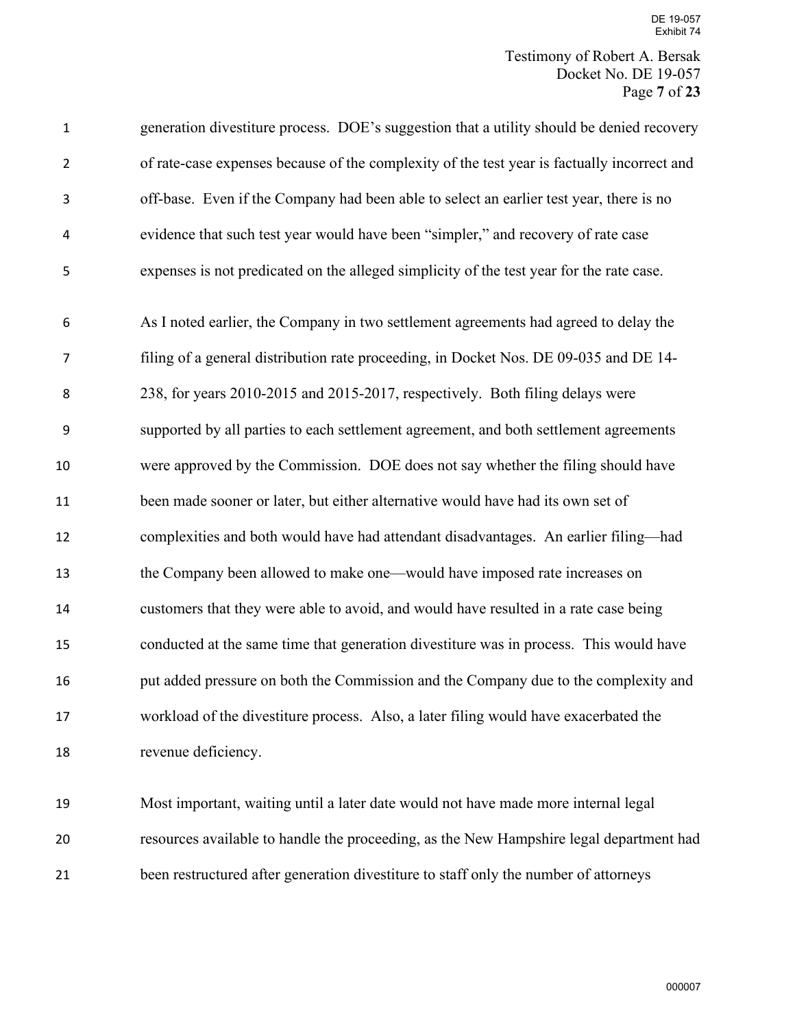generation divestiture process. DOE's suggestion that a utility should be denied recovery of rate-case expenses because of the complexity of the test year is factually incorrect and off-base. Even if the Company had been able to select an earlier test year, there is no evidence that such test year would have been "simpler," and recovery of rate case expenses is not predicated on the alleged simplicity of the test year for the rate case.

As I noted earlier, the Company in two settlement agreements had agreed to delay the filing of a general distribution rate proceeding, in Docket Nos. DE 09-035 and DE 14-238, for years 2010-2015 and 2015-2017, respectively. Both filing delays were supported by all parties to each settlement agreement, and both settlement agreements were approved by the Commission. DOE does not say whether the filing should have been made sooner or later, but either alternative would have had its own set of complexities and both would have had attendant disadvantages. An earlier filing—had the Company been allowed to make one—would have imposed rate increases on customers that they were able to avoid, and would have resulted in a rate case being conducted at the same time that generation divestiture was in process. This would have put added pressure on both the Commission and the Company due to the complexity and workload of the divestiture process. Also, a later filing would have exacerbated the revenue deficiency.

Most important, waiting until a later date would not have made more internal legal resources available to handle the proceeding, as the New Hampshire legal department had been restructured after generation divestiture to staff only the number of attorneys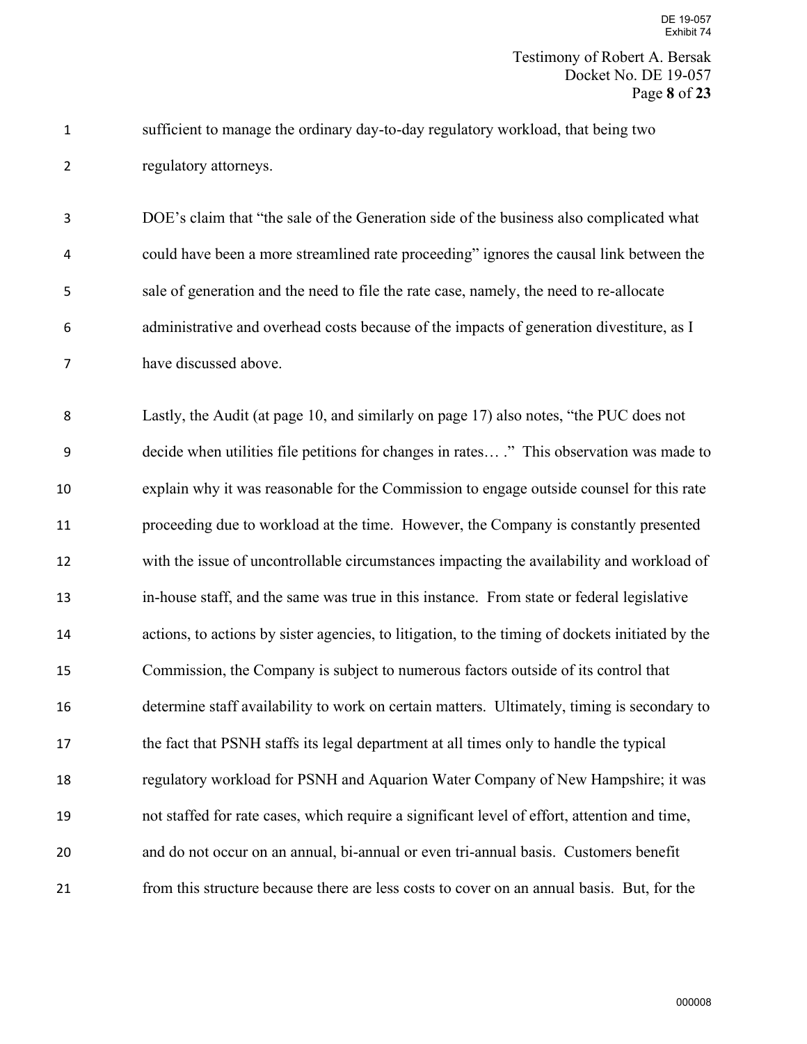sufficient to manage the ordinary day-to-day regulatory workload, that being two regulatory attorneys.

DOE's claim that "the sale of the Generation side of the business also complicated what could have been a more streamlined rate proceeding" ignores the causal link between the sale of generation and the need to file the rate case, namely, the need to re-allocate administrative and overhead costs because of the impacts of generation divestiture, as I have discussed above.

Lastly, the Audit (at page 10, and similarly on page 17) also notes, "the PUC does not decide when utilities file petitions for changes in rates… ." This observation was made to explain why it was reasonable for the Commission to engage outside counsel for this rate proceeding due to workload at the time. However, the Company is constantly presented with the issue of uncontrollable circumstances impacting the availability and workload of in-house staff, and the same was true in this instance. From state or federal legislative actions, to actions by sister agencies, to litigation, to the timing of dockets initiated by the Commission, the Company is subject to numerous factors outside of its control that determine staff availability to work on certain matters. Ultimately, timing is secondary to the fact that PSNH staffs its legal department at all times only to handle the typical regulatory workload for PSNH and Aquarion Water Company of New Hampshire; it was not staffed for rate cases, which require a significant level of effort, attention and time, and do not occur on an annual, bi-annual or even tri-annual basis. Customers benefit from this structure because there are less costs to cover on an annual basis. But, for the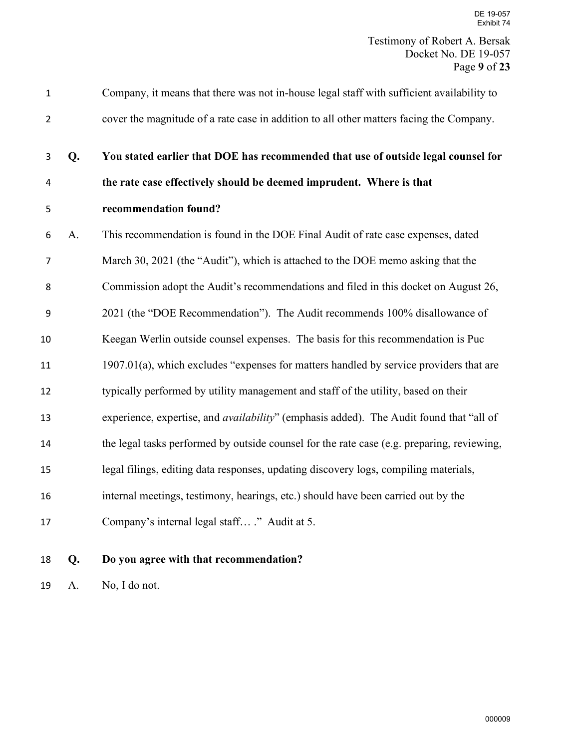Company, it means that there was not in-house legal staff with sufficient availability to cover the magnitude of a rate case in addition to all other matters facing the Company.

**Q. You stated earlier that DOE has recommended that use of outside legal counsel for the rate case effectively should be deemed imprudent. Where is that recommendation found?**

A. This recommendation is found in the DOE Final Audit of rate case expenses, dated March 30, 2021 (the "Audit"), which is attached to the DOE memo asking that the Commission adopt the Audit's recommendations and filed in this docket on August 26, 2021 (the "DOE Recommendation"). The Audit recommends 100% disallowance of Keegan Werlin outside counsel expenses. The basis for this recommendation is Puc 1907.01(a), which excludes "expenses for matters handled by service providers that are typically performed by utility management and staff of the utility, based on their experience, expertise, and *availability*" (emphasis added). The Audit found that "all of the legal tasks performed by outside counsel for the rate case (e.g. preparing, reviewing, legal filings, editing data responses, updating discovery logs, compiling materials, internal meetings, testimony, hearings, etc.) should have been carried out by the Company's internal legal staff… ." Audit at 5.

**Q. Do you agree with that recommendation?**

A. No, I do not.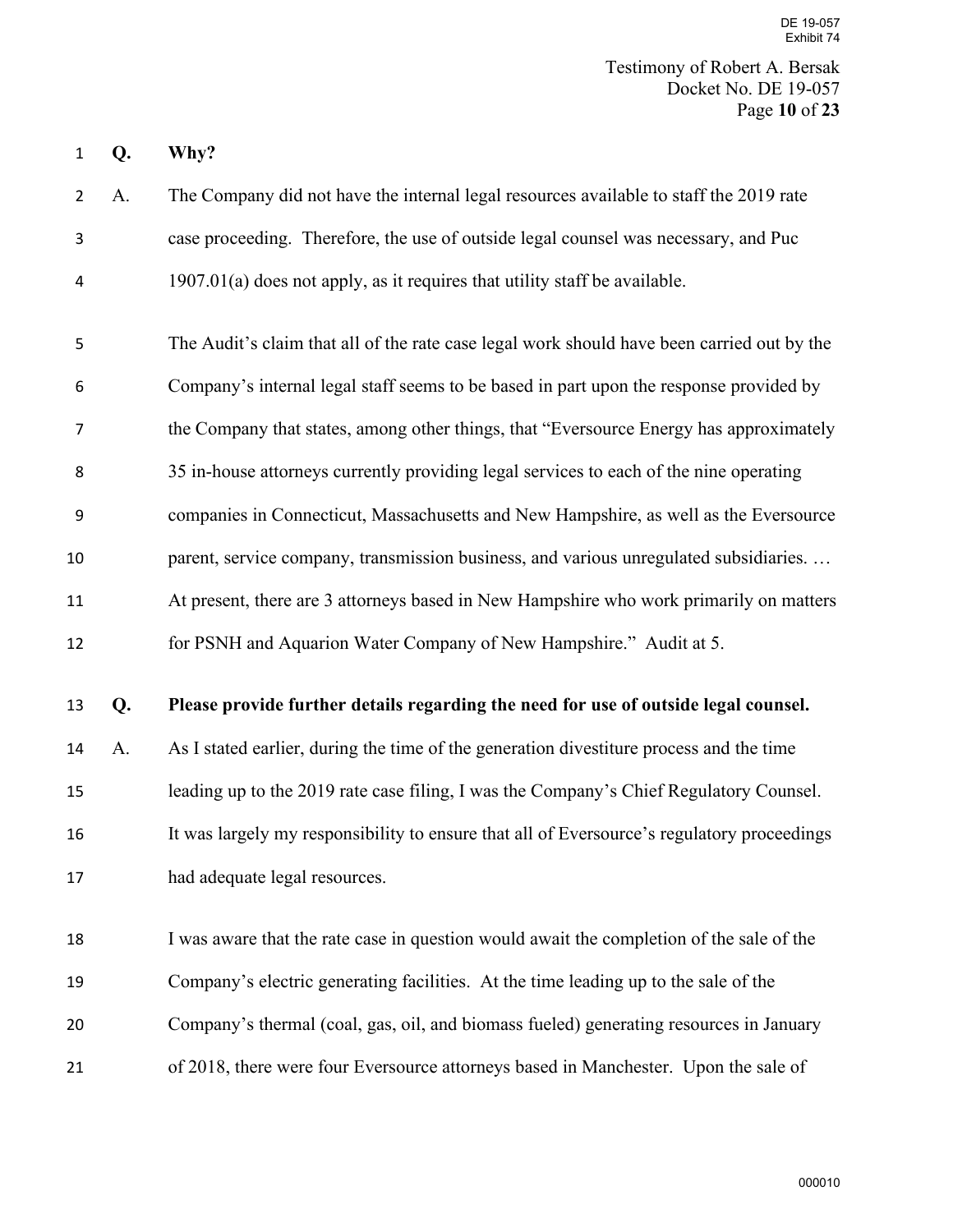**Q. Why?**

A. The Company did not have the internal legal resources available to staff the 2019 rate case proceeding. Therefore, the use of outside legal counsel was necessary, and Puc 1907.01(a) does not apply, as it requires that utility staff be available.

The Audit's claim that all of the rate case legal work should have been carried out by the Company's internal legal staff seems to be based in part upon the response provided by the Company that states, among other things, that "Eversource Energy has approximately 35 in-house attorneys currently providing legal services to each of the nine operating companies in Connecticut, Massachusetts and New Hampshire, as well as the Eversource parent, service company, transmission business, and various unregulated subsidiaries. … At present, there are 3 attorneys based in New Hampshire who work primarily on matters for PSNH and Aquarion Water Company of New Hampshire." Audit at 5.

**Q. Please provide further details regarding the need for use of outside legal counsel.**

A. As I stated earlier, during the time of the generation divestiture process and the time leading up to the 2019 rate case filing, I was the Company's Chief Regulatory Counsel. It was largely my responsibility to ensure that all of Eversource's regulatory proceedings had adequate legal resources.

I was aware that the rate case in question would await the completion of the sale of the Company's electric generating facilities. At the time leading up to the sale of the Company's thermal (coal, gas, oil, and biomass fueled) generating resources in January of 2018, there were four Eversource attorneys based in Manchester. Upon the sale of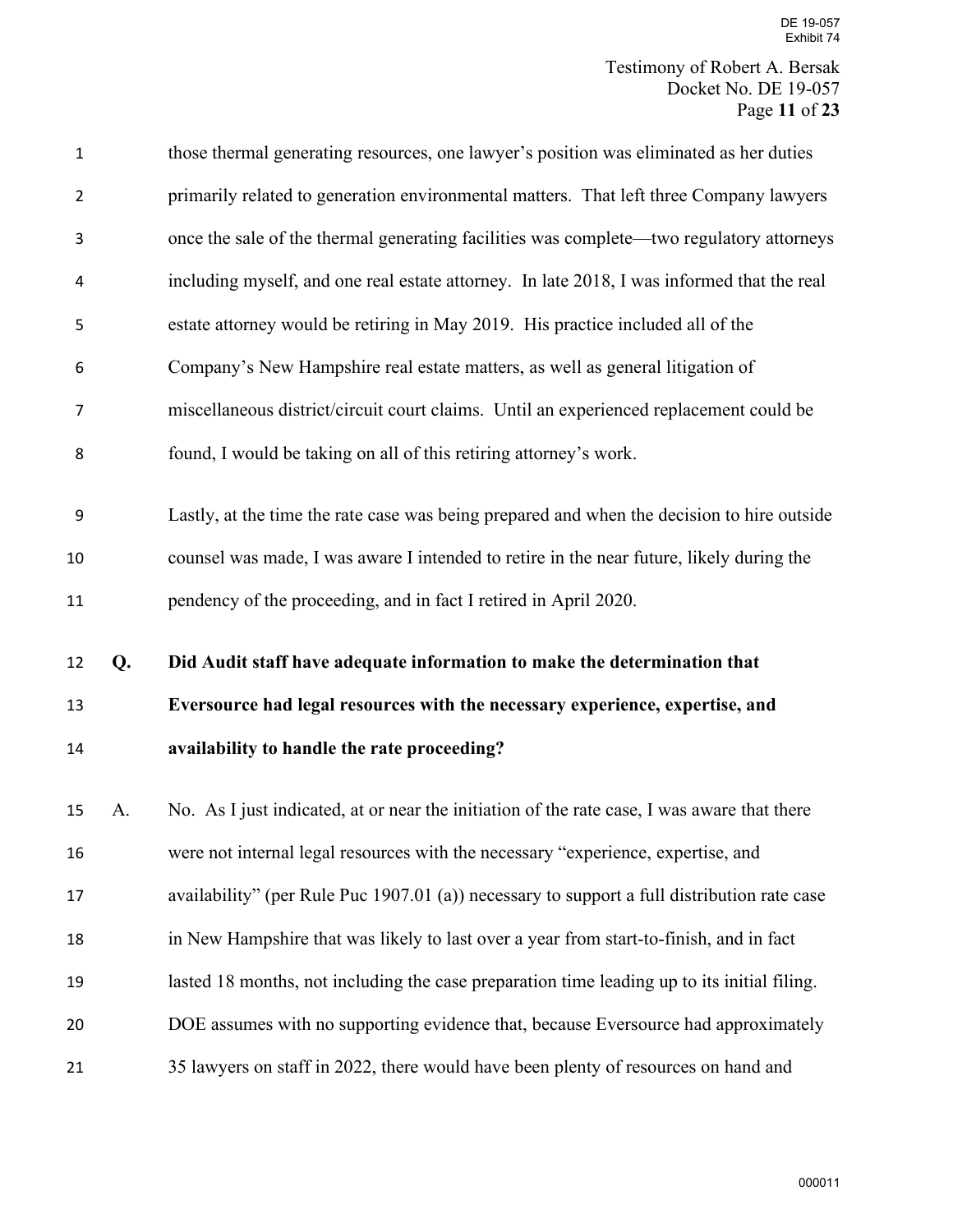those thermal generating resources, one lawyer's position was eliminated as her duties primarily related to generation environmental matters. That left three Company lawyers once the sale of the thermal generating facilities was complete—two regulatory attorneys including myself, and one real estate attorney. In late 2018, I was informed that the real estate attorney would be retiring in May 2019. His practice included all of the Company's New Hampshire real estate matters, as well as general litigation of miscellaneous district/circuit court claims. Until an experienced replacement could be found, I would be taking on all of this retiring attorney's work.

Lastly, at the time the rate case was being prepared and when the decision to hire outside counsel was made, I was aware I intended to retire in the near future, likely during the pendency of the proceeding, and in fact I retired in April 2020.

**Q. Did Audit staff have adequate information to make the determination that Eversource had legal resources with the necessary experience, expertise, and availability to handle the rate proceeding?**

A. No. As I just indicated, at or near the initiation of the rate case, I was aware that there were not internal legal resources with the necessary "experience, expertise, and availability" (per Rule Puc 1907.01 (a)) necessary to support a full distribution rate case in New Hampshire that was likely to last over a year from start-to-finish, and in fact lasted 18 months, not including the case preparation time leading up to its initial filing. DOE assumes with no supporting evidence that, because Eversource had approximately 35 lawyers on staff in 2022, there would have been plenty of resources on hand and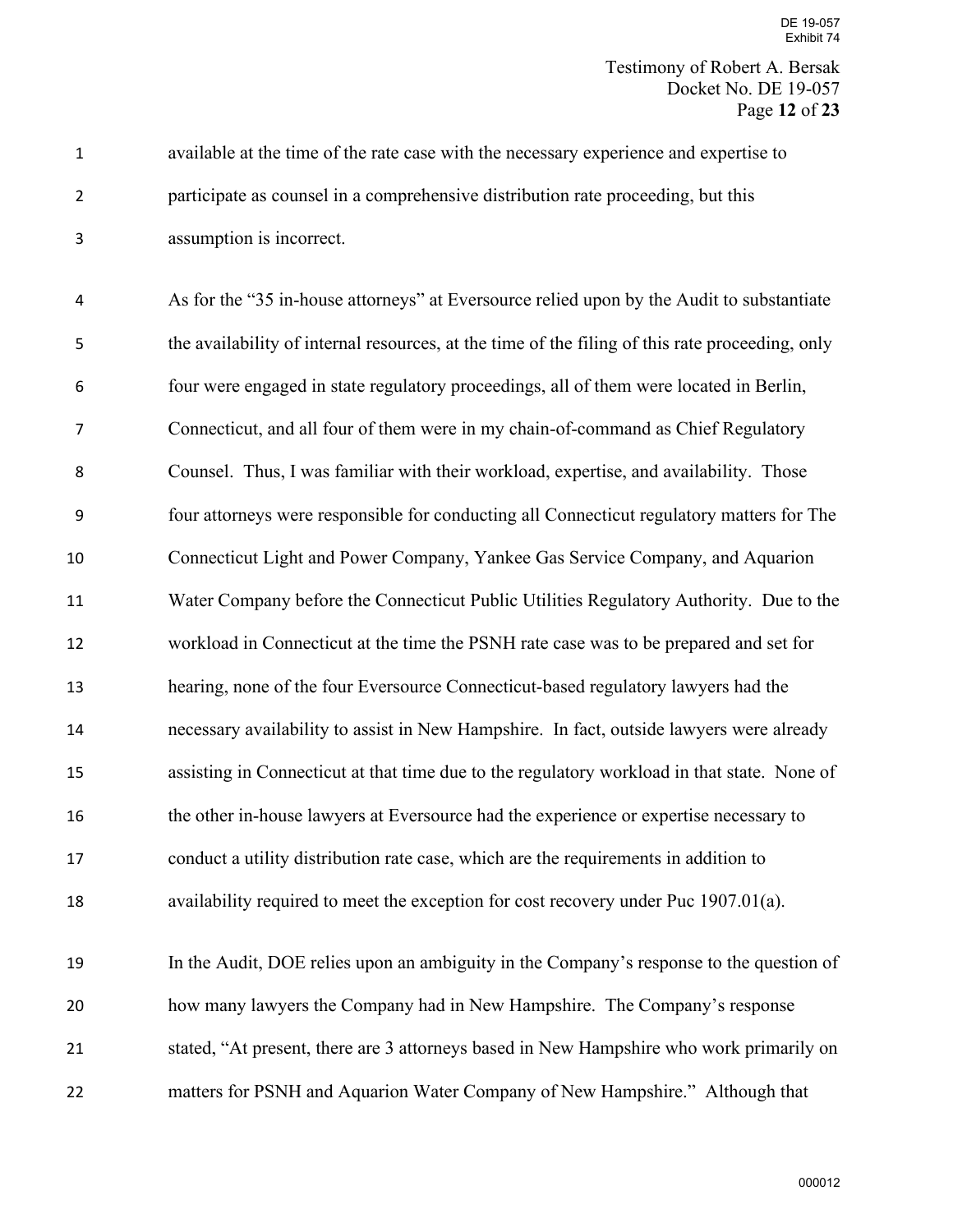available at the time of the rate case with the necessary experience and expertise to participate as counsel in a comprehensive distribution rate proceeding, but this assumption is incorrect.

As for the "35 in-house attorneys" at Eversource relied upon by the Audit to substantiate the availability of internal resources, at the time of the filing of this rate proceeding, only four were engaged in state regulatory proceedings, all of them were located in Berlin, Connecticut, and all four of them were in my chain-of-command as Chief Regulatory Counsel. Thus, I was familiar with their workload, expertise, and availability. Those four attorneys were responsible for conducting all Connecticut regulatory matters for The Connecticut Light and Power Company, Yankee Gas Service Company, and Aquarion Water Company before the Connecticut Public Utilities Regulatory Authority. Due to the workload in Connecticut at the time the PSNH rate case was to be prepared and set for hearing, none of the four Eversource Connecticut-based regulatory lawyers had the necessary availability to assist in New Hampshire. In fact, outside lawyers were already assisting in Connecticut at that time due to the regulatory workload in that state. None of the other in-house lawyers at Eversource had the experience or expertise necessary to conduct a utility distribution rate case, which are the requirements in addition to availability required to meet the exception for cost recovery under Puc 1907.01(a).

In the Audit, DOE relies upon an ambiguity in the Company's response to the question of how many lawyers the Company had in New Hampshire. The Company's response stated, "At present, there are 3 attorneys based in New Hampshire who work primarily on matters for PSNH and Aquarion Water Company of New Hampshire." Although that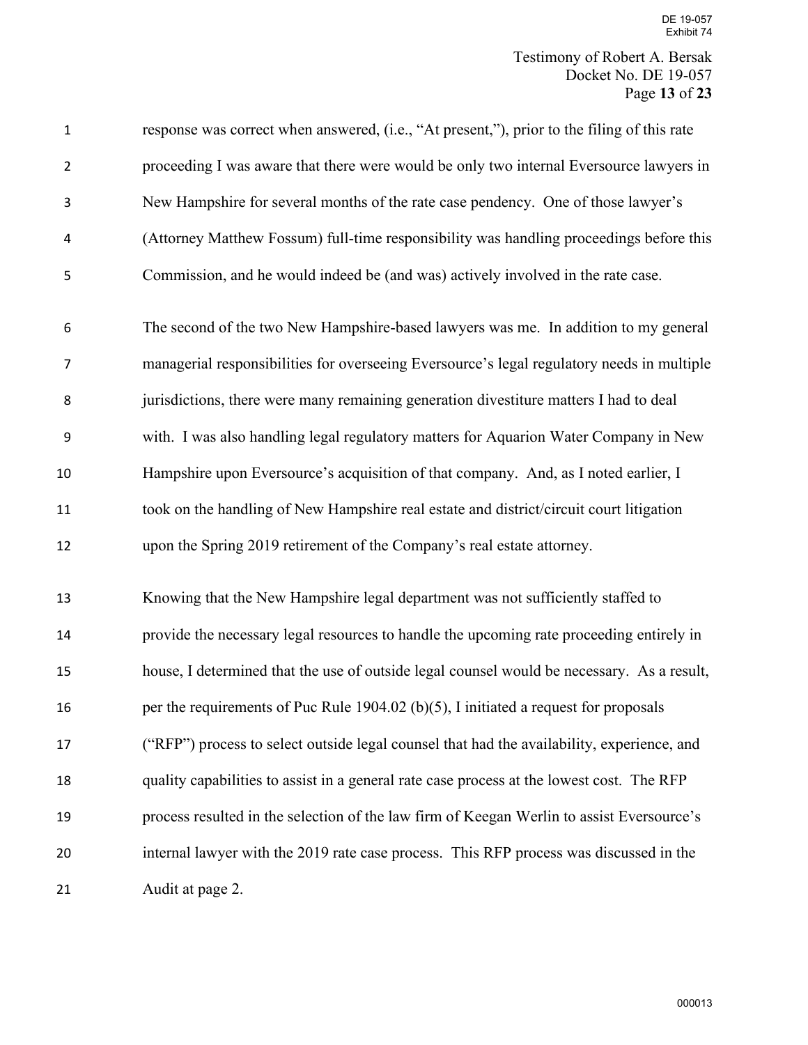response was correct when answered, (i.e., "At present,"), prior to the filing of this rate proceeding I was aware that there were would be only two internal Eversource lawyers in New Hampshire for several months of the rate case pendency. One of those lawyer's (Attorney Matthew Fossum) full-time responsibility was handling proceedings before this Commission, and he would indeed be (and was) actively involved in the rate case.

The second of the two New Hampshire-based lawyers was me. In addition to my general managerial responsibilities for overseeing Eversource's legal regulatory needs in multiple jurisdictions, there were many remaining generation divestiture matters I had to deal with. I was also handling legal regulatory matters for Aquarion Water Company in New Hampshire upon Eversource's acquisition of that company. And, as I noted earlier, I took on the handling of New Hampshire real estate and district/circuit court litigation upon the Spring 2019 retirement of the Company's real estate attorney.

Knowing that the New Hampshire legal department was not sufficiently staffed to provide the necessary legal resources to handle the upcoming rate proceeding entirely in house, I determined that the use of outside legal counsel would be necessary. As a result, per the requirements of Puc Rule 1904.02 (b)(5), I initiated a request for proposals ("RFP") process to select outside legal counsel that had the availability, experience, and quality capabilities to assist in a general rate case process at the lowest cost. The RFP process resulted in the selection of the law firm of Keegan Werlin to assist Eversource's internal lawyer with the 2019 rate case process. This RFP process was discussed in the Audit at page 2.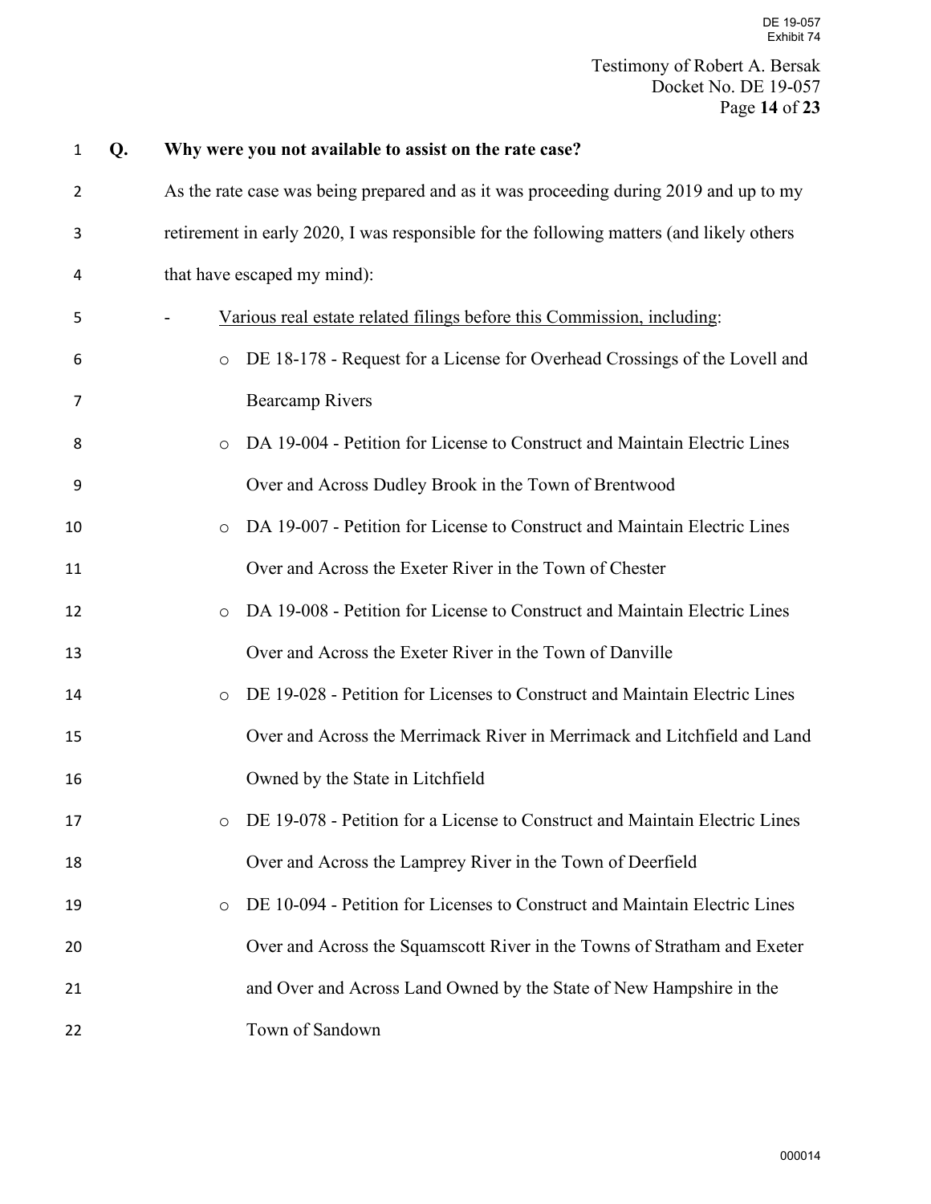**Q. Why were you not available to assist on the rate case?**

As the rate case was being prepared and as it was proceeding during 2019 and up to my retirement in early 2020, I was responsible for the following matters (and likely others that have escaped my mind):

- <u>Various real estate related filings before this Commission, including</u>:
  - DE 18-178 - Request for a License for Overhead Crossings of the Lovell and Bearcamp Rivers
  - DA 19-004 - Petition for License to Construct and Maintain Electric Lines Over and Across Dudley Brook in the Town of Brentwood
  - DA 19-007 - Petition for License to Construct and Maintain Electric Lines Over and Across the Exeter River in the Town of Chester
  - DA 19-008 - Petition for License to Construct and Maintain Electric Lines Over and Across the Exeter River in the Town of Danville
  - DE 19-028 - Petition for Licenses to Construct and Maintain Electric Lines Over and Across the Merrimack River in Merrimack and Litchfield and Land Owned by the State in Litchfield
  - DE 19-078 - Petition for a License to Construct and Maintain Electric Lines Over and Across the Lamprey River in the Town of Deerfield
  - DE 10-094 - Petition for Licenses to Construct and Maintain Electric Lines Over and Across the Squamscott River in the Towns of Stratham and Exeter and Over and Across Land Owned by the State of New Hampshire in the Town of Sandown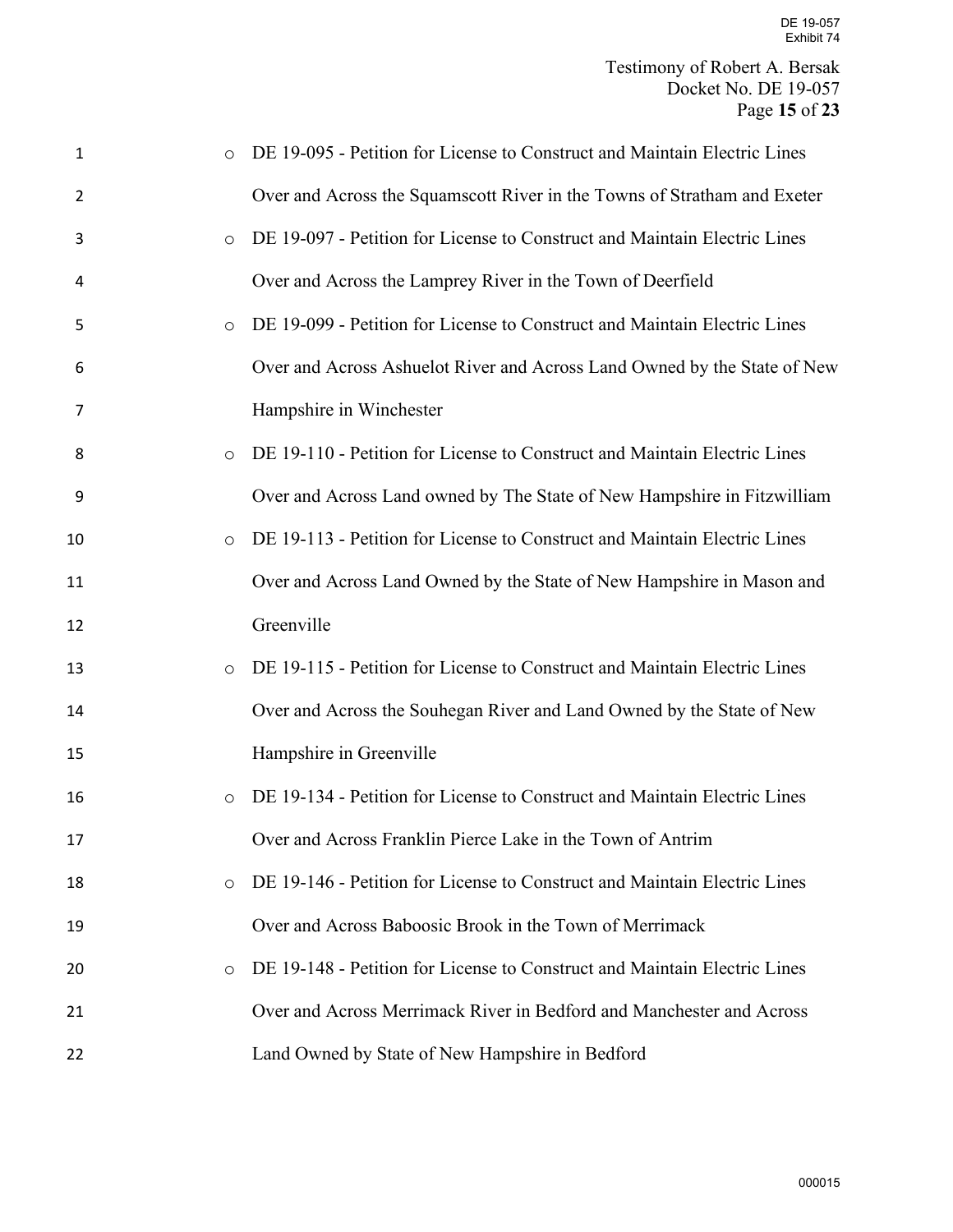- DE 19-095 - Petition for License to Construct and Maintain Electric Lines Over and Across the Squamscott River in the Towns of Stratham and Exeter
- DE 19-097 - Petition for License to Construct and Maintain Electric Lines Over and Across the Lamprey River in the Town of Deerfield
- DE 19-099 - Petition for License to Construct and Maintain Electric Lines Over and Across Ashuelot River and Across Land Owned by the State of New Hampshire in Winchester
- DE 19-110 - Petition for License to Construct and Maintain Electric Lines Over and Across Land owned by The State of New Hampshire in Fitzwilliam
- DE 19-113 - Petition for License to Construct and Maintain Electric Lines Over and Across Land Owned by the State of New Hampshire in Mason and Greenville
- DE 19-115 - Petition for License to Construct and Maintain Electric Lines Over and Across the Souhegan River and Land Owned by the State of New Hampshire in Greenville
- DE 19-134 - Petition for License to Construct and Maintain Electric Lines Over and Across Franklin Pierce Lake in the Town of Antrim
- DE 19-146 - Petition for License to Construct and Maintain Electric Lines Over and Across Baboosic Brook in the Town of Merrimack
- DE 19-148 - Petition for License to Construct and Maintain Electric Lines Over and Across Merrimack River in Bedford and Manchester and Across Land Owned by State of New Hampshire in Bedford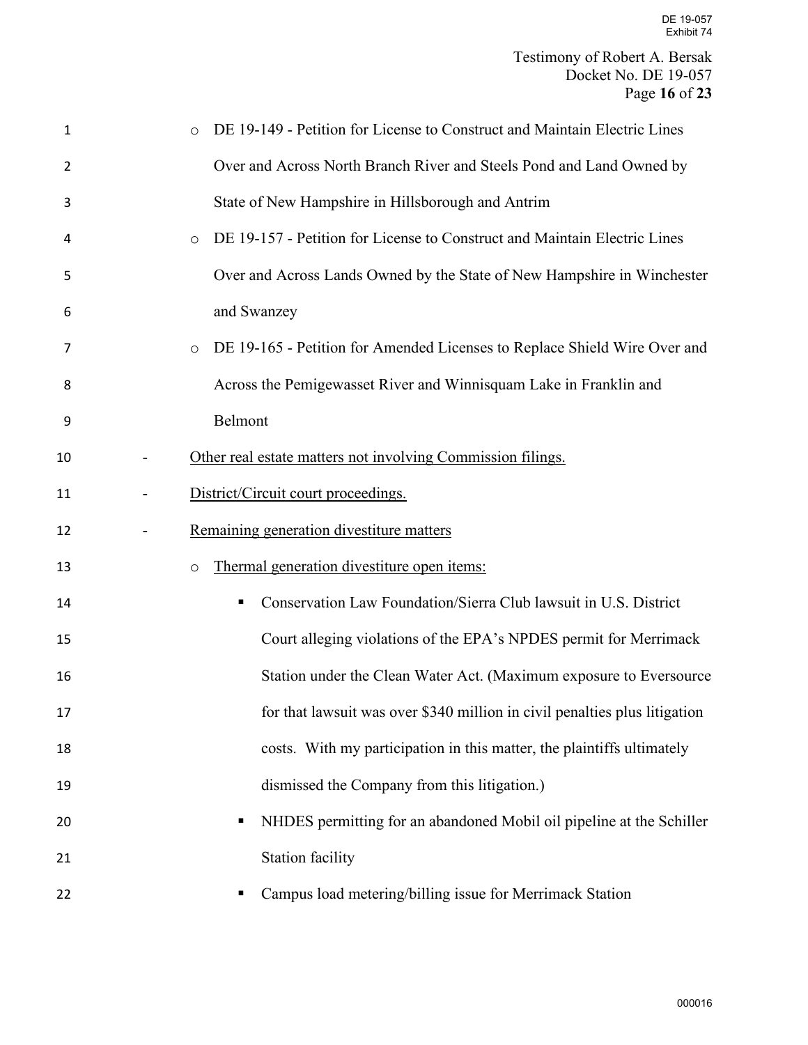- DE 19-149 - Petition for License to Construct and Maintain Electric Lines Over and Across North Branch River and Steels Pond and Land Owned by State of New Hampshire in Hillsborough and Antrim
- DE 19-157 - Petition for License to Construct and Maintain Electric Lines Over and Across Lands Owned by the State of New Hampshire in Winchester and Swanzey
- DE 19-165 - Petition for Amended Licenses to Replace Shield Wire Over and Across the Pemigewasset River and Winnisquam Lake in Franklin and Belmont

- <u>Other real estate matters not involving Commission filings.</u>
- <u>District/Circuit court proceedings.</u>
- <u>Remaining generation divestiture matters</u>
  - <u>Thermal generation divestiture open items:</u>
    - Conservation Law Foundation/Sierra Club lawsuit in U.S. District Court alleging violations of the EPA's NPDES permit for Merrimack Station under the Clean Water Act. (Maximum exposure to Eversource for that lawsuit was over $340 million in civil penalties plus litigation costs. With my participation in this matter, the plaintiffs ultimately dismissed the Company from this litigation.)
    - NHDES permitting for an abandoned Mobil oil pipeline at the Schiller Station facility
    - Campus load metering/billing issue for Merrimack Station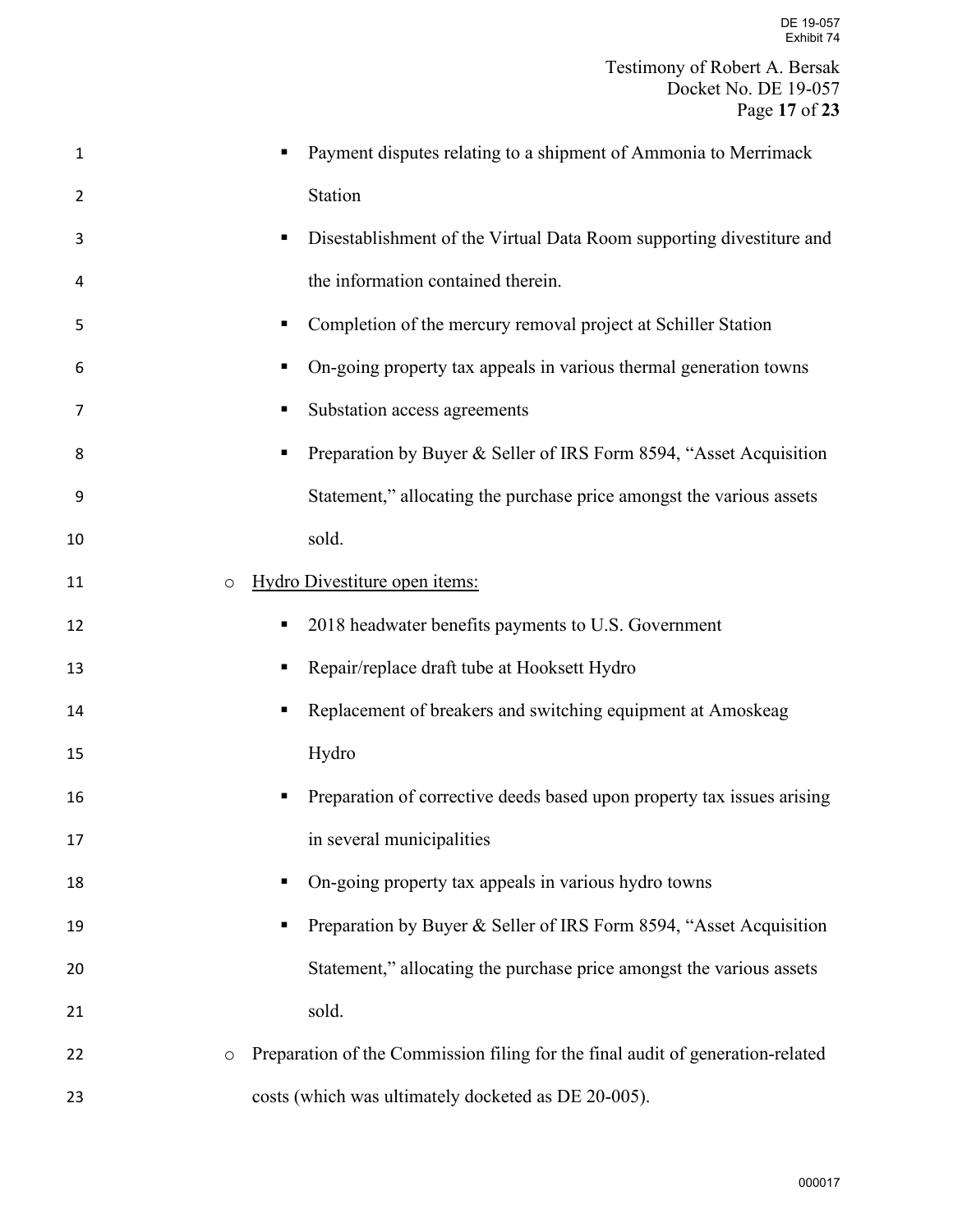- Payment disputes relating to a shipment of Ammonia to Merrimack Station
    - Disestablishment of the Virtual Data Room supporting divestiture and the information contained therein.
    - Completion of the mercury removal project at Schiller Station
    - On-going property tax appeals in various thermal generation towns
    - Substation access agreements
    - Preparation by Buyer & Seller of IRS Form 8594, "Asset Acquisition Statement," allocating the purchase price amongst the various assets sold.

- <u>Hydro Divestiture open items:</u>
    - 2018 headwater benefits payments to U.S. Government
    - Repair/replace draft tube at Hooksett Hydro
    - Replacement of breakers and switching equipment at Amoskeag Hydro
    - Preparation of corrective deeds based upon property tax issues arising in several municipalities
    - On-going property tax appeals in various hydro towns
    - Preparation by Buyer & Seller of IRS Form 8594, "Asset Acquisition Statement," allocating the purchase price amongst the various assets sold.
- Preparation of the Commission filing for the final audit of generation-related costs (which was ultimately docketed as DE 20-005).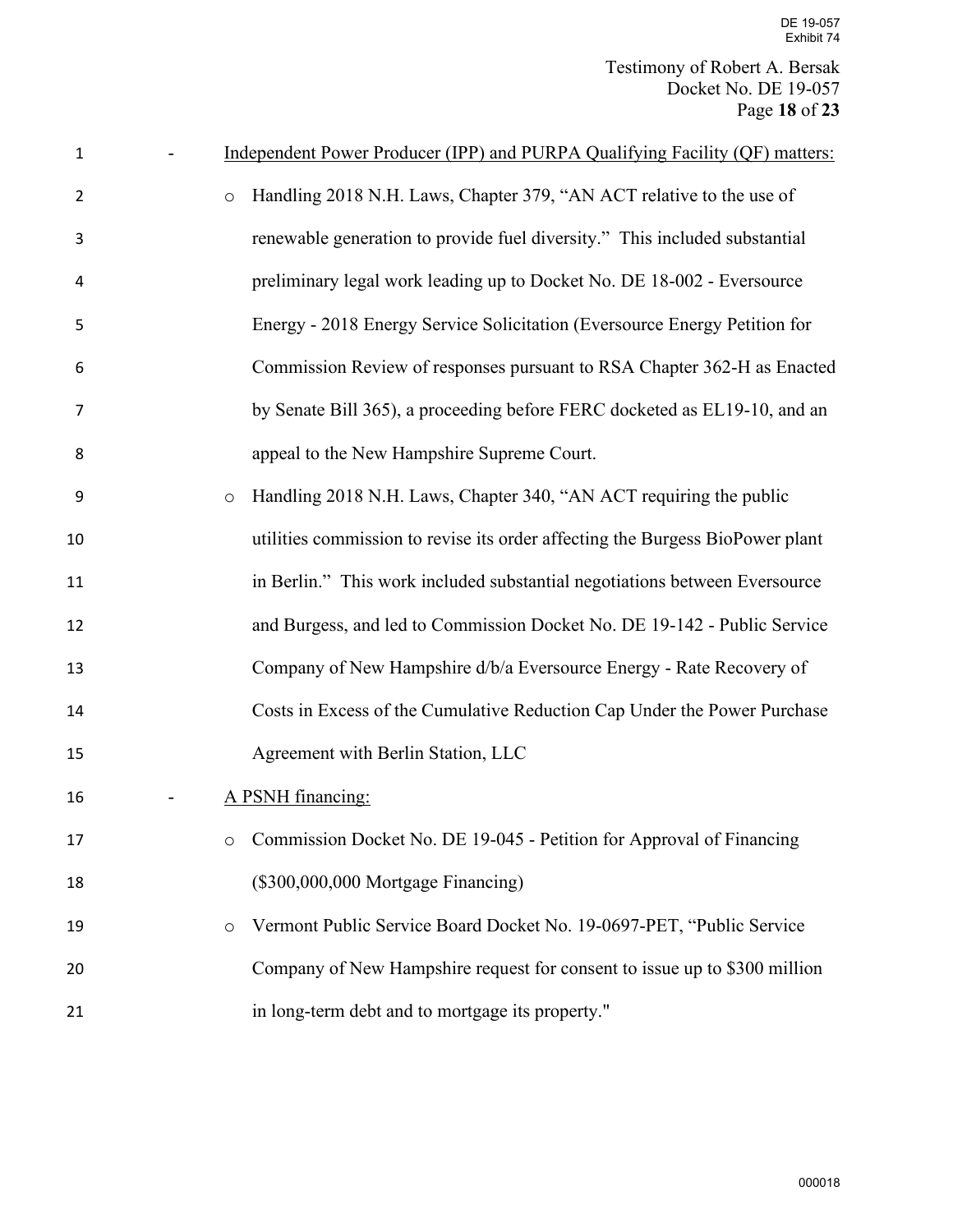- Independent Power Producer (IPP) and PURPA Qualifying Facility (QF) matters:
    - Handling 2018 N.H. Laws, Chapter 379, "AN ACT relative to the use of renewable generation to provide fuel diversity." This included substantial preliminary legal work leading up to Docket No. DE 18-002 - Eversource Energy - 2018 Energy Service Solicitation (Eversource Energy Petition for Commission Review of responses pursuant to RSA Chapter 362-H as Enacted by Senate Bill 365), a proceeding before FERC docketed as EL19-10, and an appeal to the New Hampshire Supreme Court.
    - Handling 2018 N.H. Laws, Chapter 340, "AN ACT requiring the public utilities commission to revise its order affecting the Burgess BioPower plant in Berlin." This work included substantial negotiations between Eversource and Burgess, and led to Commission Docket No. DE 19-142 - Public Service Company of New Hampshire d/b/a Eversource Energy - Rate Recovery of Costs in Excess of the Cumulative Reduction Cap Under the Power Purchase Agreement with Berlin Station, LLC
- A PSNH financing:
    - Commission Docket No. DE 19-045 - Petition for Approval of Financing ($300,000,000 Mortgage Financing)
    - Vermont Public Service Board Docket No. 19-0697-PET, "Public Service Company of New Hampshire request for consent to issue up to $300 million in long-term debt and to mortgage its property."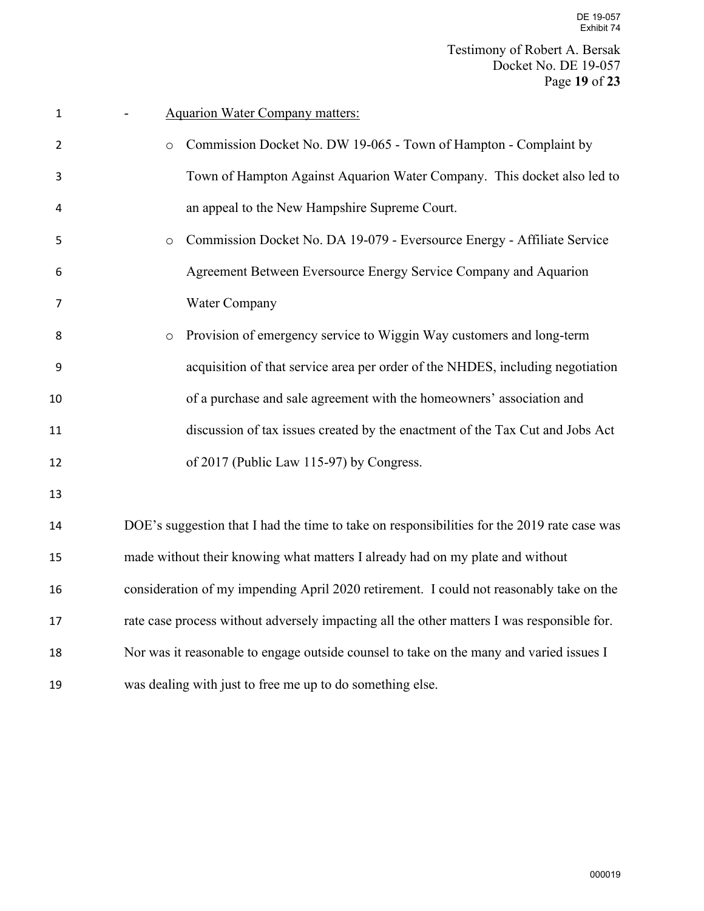- <u>Aquarion Water Company matters:</u>
  - Commission Docket No. DW 19-065 - Town of Hampton - Complaint by Town of Hampton Against Aquarion Water Company. This docket also led to an appeal to the New Hampshire Supreme Court.
  - Commission Docket No. DA 19-079 - Eversource Energy - Affiliate Service Agreement Between Eversource Energy Service Company and Aquarion Water Company
  - Provision of emergency service to Wiggin Way customers and long-term acquisition of that service area per order of the NHDES, including negotiation of a purchase and sale agreement with the homeowners' association and discussion of tax issues created by the enactment of the Tax Cut and Jobs Act of 2017 (Public Law 115-97) by Congress.

DOE's suggestion that I had the time to take on responsibilities for the 2019 rate case was made without their knowing what matters I already had on my plate and without consideration of my impending April 2020 retirement. I could not reasonably take on the rate case process without adversely impacting all the other matters I was responsible for. Nor was it reasonable to engage outside counsel to take on the many and varied issues I was dealing with just to free me up to do something else.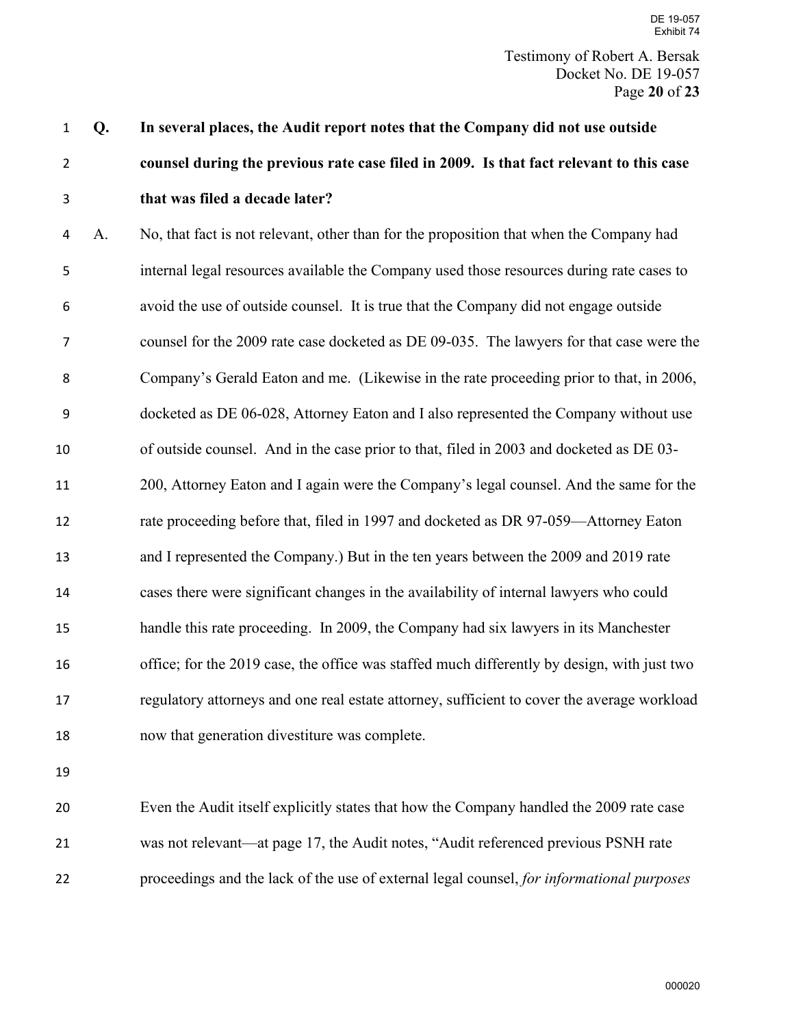**Q. In several places, the Audit report notes that the Company did not use outside counsel during the previous rate case filed in 2009. Is that fact relevant to this case that was filed a decade later?**

A. No, that fact is not relevant, other than for the proposition that when the Company had internal legal resources available the Company used those resources during rate cases to avoid the use of outside counsel. It is true that the Company did not engage outside counsel for the 2009 rate case docketed as DE 09-035. The lawyers for that case were the Company's Gerald Eaton and me. (Likewise in the rate proceeding prior to that, in 2006, docketed as DE 06-028, Attorney Eaton and I also represented the Company without use of outside counsel. And in the case prior to that, filed in 2003 and docketed as DE 03-200, Attorney Eaton and I again were the Company's legal counsel. And the same for the rate proceeding before that, filed in 1997 and docketed as DR 97-059—Attorney Eaton and I represented the Company.) But in the ten years between the 2009 and 2019 rate cases there were significant changes in the availability of internal lawyers who could handle this rate proceeding. In 2009, the Company had six lawyers in its Manchester office; for the 2019 case, the office was staffed much differently by design, with just two regulatory attorneys and one real estate attorney, sufficient to cover the average workload now that generation divestiture was complete.

Even the Audit itself explicitly states that how the Company handled the 2009 rate case was not relevant—at page 17, the Audit notes, "Audit referenced previous PSNH rate proceedings and the lack of the use of external legal counsel, *for informational purposes*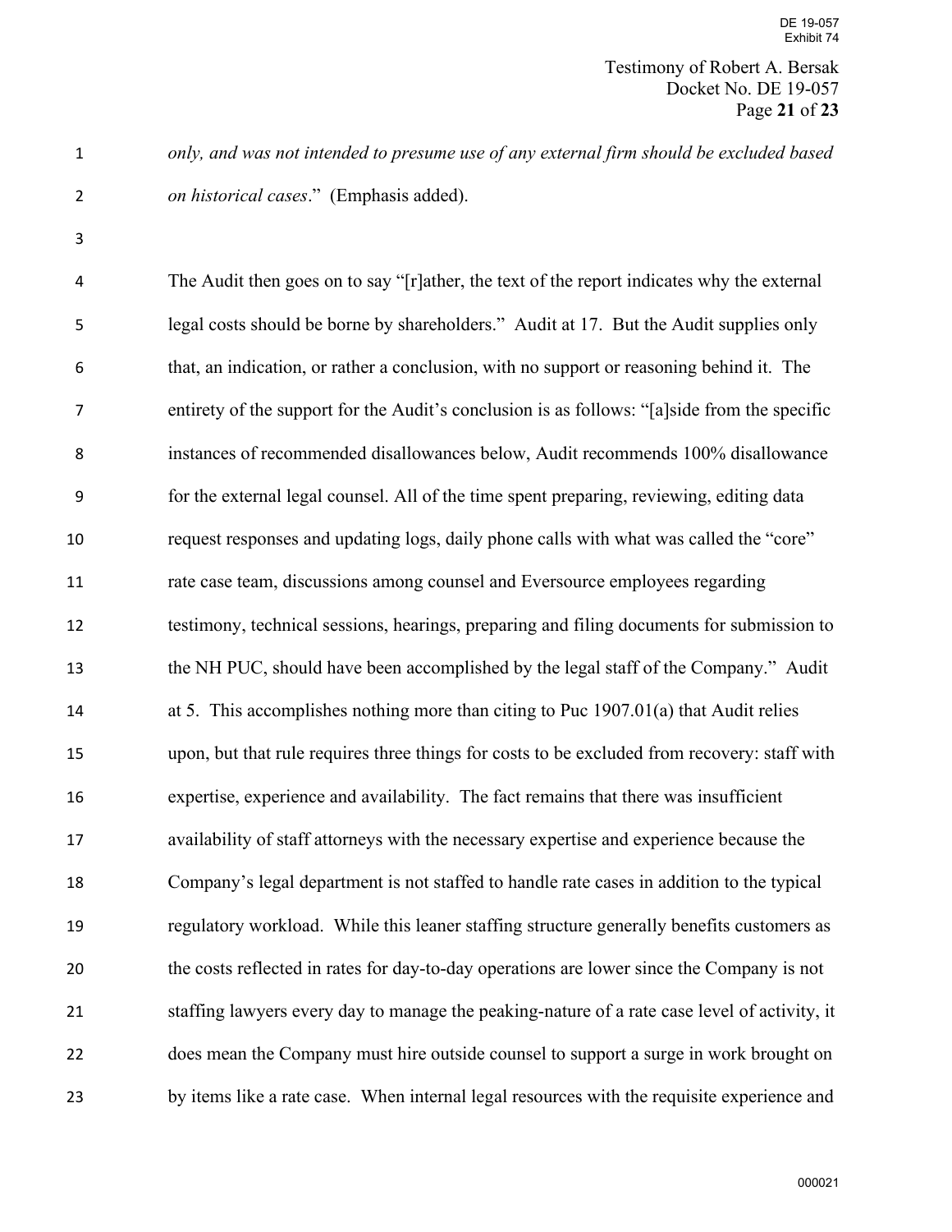*only, and was not intended to presume use of any external firm should be excluded based on historical cases*." (Emphasis added).

The Audit then goes on to say "[r]ather, the text of the report indicates why the external legal costs should be borne by shareholders." Audit at 17. But the Audit supplies only that, an indication, or rather a conclusion, with no support or reasoning behind it. The entirety of the support for the Audit's conclusion is as follows: "[a]side from the specific instances of recommended disallowances below, Audit recommends 100% disallowance for the external legal counsel. All of the time spent preparing, reviewing, editing data request responses and updating logs, daily phone calls with what was called the "core" rate case team, discussions among counsel and Eversource employees regarding testimony, technical sessions, hearings, preparing and filing documents for submission to the NH PUC, should have been accomplished by the legal staff of the Company." Audit at 5. This accomplishes nothing more than citing to Puc 1907.01(a) that Audit relies upon, but that rule requires three things for costs to be excluded from recovery: staff with expertise, experience and availability. The fact remains that there was insufficient availability of staff attorneys with the necessary expertise and experience because the Company's legal department is not staffed to handle rate cases in addition to the typical regulatory workload. While this leaner staffing structure generally benefits customers as the costs reflected in rates for day-to-day operations are lower since the Company is not staffing lawyers every day to manage the peaking-nature of a rate case level of activity, it does mean the Company must hire outside counsel to support a surge in work brought on by items like a rate case. When internal legal resources with the requisite experience and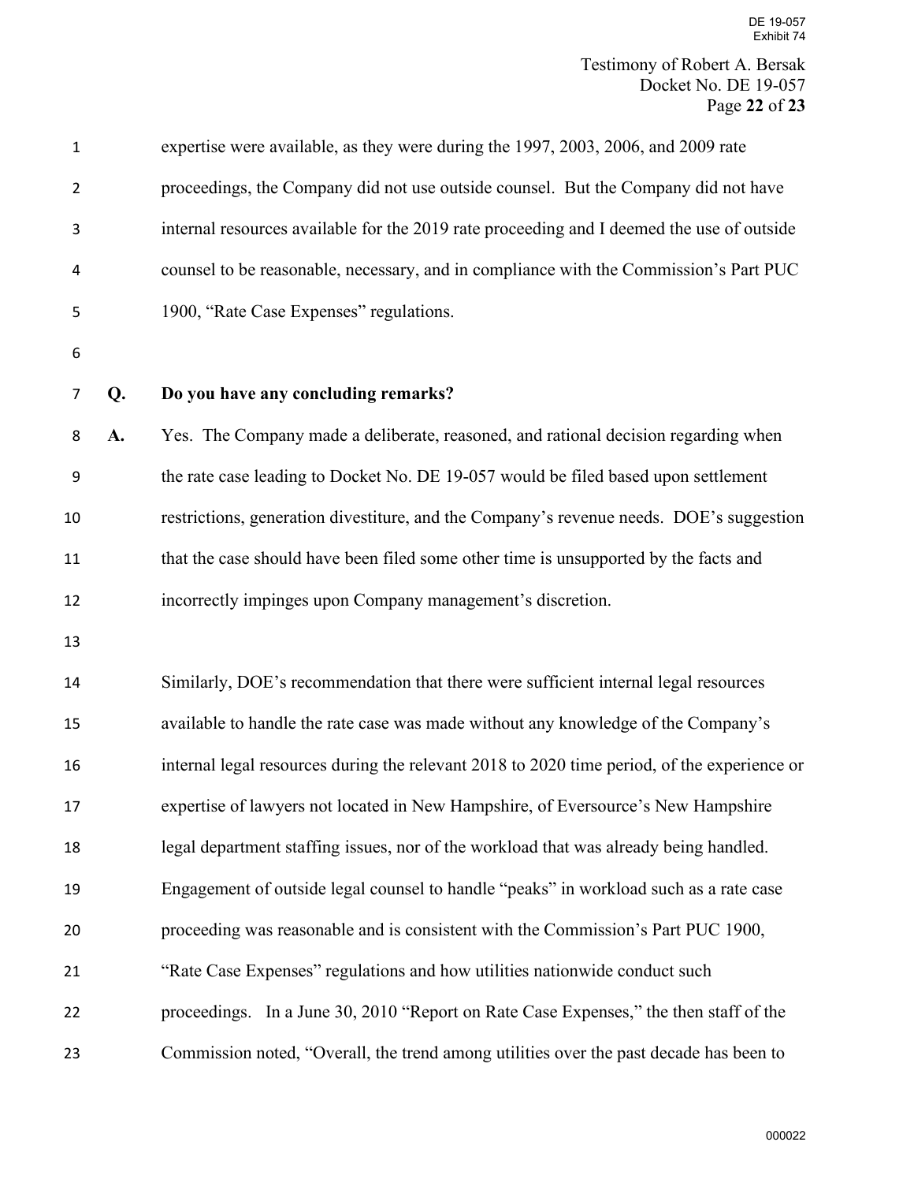expertise were available, as they were during the 1997, 2003, 2006, and 2009 rate proceedings, the Company did not use outside counsel. But the Company did not have internal resources available for the 2019 rate proceeding and I deemed the use of outside counsel to be reasonable, necessary, and in compliance with the Commission's Part PUC 1900, "Rate Case Expenses" regulations.

**Q. Do you have any concluding remarks?**

**A.** Yes. The Company made a deliberate, reasoned, and rational decision regarding when the rate case leading to Docket No. DE 19-057 would be filed based upon settlement restrictions, generation divestiture, and the Company's revenue needs. DOE's suggestion that the case should have been filed some other time is unsupported by the facts and incorrectly impinges upon Company management's discretion.

Similarly, DOE's recommendation that there were sufficient internal legal resources available to handle the rate case was made without any knowledge of the Company's internal legal resources during the relevant 2018 to 2020 time period, of the experience or expertise of lawyers not located in New Hampshire, of Eversource's New Hampshire legal department staffing issues, nor of the workload that was already being handled. Engagement of outside legal counsel to handle "peaks" in workload such as a rate case proceeding was reasonable and is consistent with the Commission's Part PUC 1900, "Rate Case Expenses" regulations and how utilities nationwide conduct such proceedings. In a June 30, 2010 "Report on Rate Case Expenses," the then staff of the Commission noted, "Overall, the trend among utilities over the past decade has been to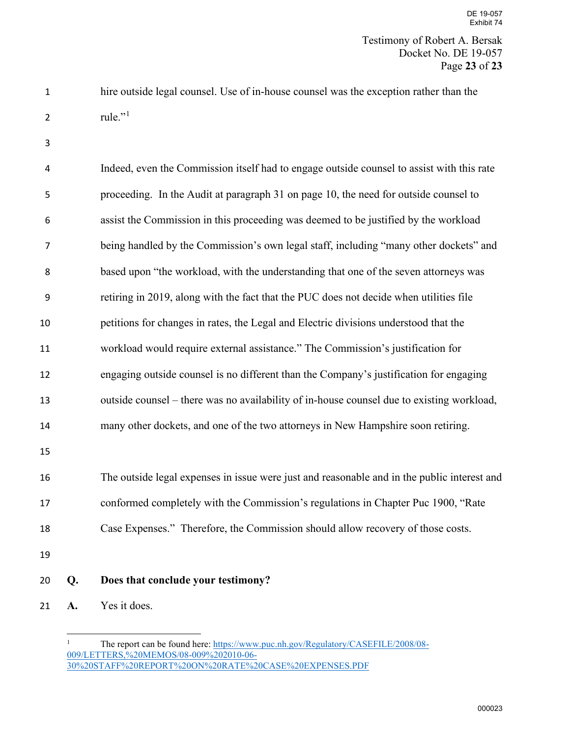hire outside legal counsel. Use of in-house counsel was the exception rather than the rule."[1]

Indeed, even the Commission itself had to engage outside counsel to assist with this rate proceeding. In the Audit at paragraph 31 on page 10, the need for outside counsel to assist the Commission in this proceeding was deemed to be justified by the workload being handled by the Commission's own legal staff, including "many other dockets" and based upon "the workload, with the understanding that one of the seven attorneys was retiring in 2019, along with the fact that the PUC does not decide when utilities file petitions for changes in rates, the Legal and Electric divisions understood that the workload would require external assistance." The Commission's justification for engaging outside counsel is no different than the Company's justification for engaging outside counsel – there was no availability of in-house counsel due to existing workload, many other dockets, and one of the two attorneys in New Hampshire soon retiring.

The outside legal expenses in issue were just and reasonable and in the public interest and conformed completely with the Commission's regulations in Chapter Puc 1900, "Rate Case Expenses." Therefore, the Commission should allow recovery of those costs.

**Q. Does that conclude your testimony?**

**A.** Yes it does.

---

[1] The report can be found here: https://www.puc.nh.gov/Regulatory/CASEFILE/2008/08-009/LETTERS,%20MEMOS/08-009%202010-06-30%20STAFF%20REPORT%20ON%20RATE%20CASE%20EXPENSES.PDF